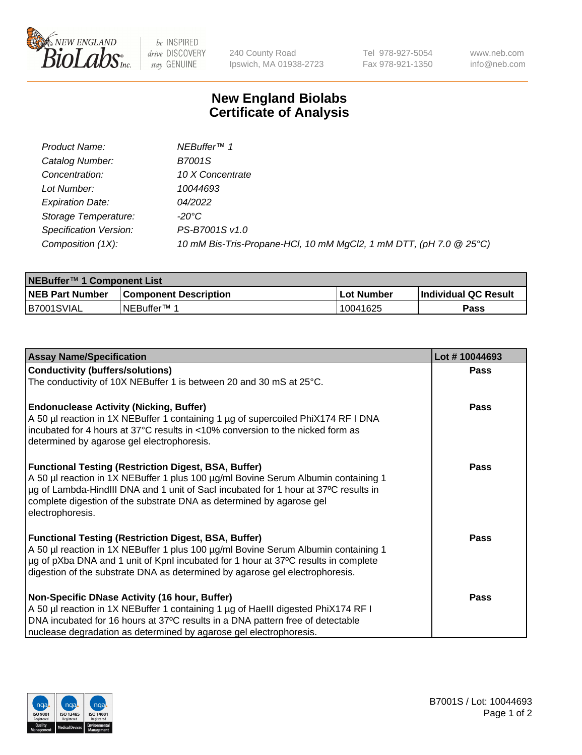# New England Biolabs Certificate of Analysis

| | |
|---|---|
| *Product Name:* | *NEBuffer™ 1* |
| *Catalog Number:* | *B7001S* |
| *Concentration:* | *10 X Concentrate* |
| *Lot Number:* | *10044693* |
| *Expiration Date:* | *04/2022* |
| *Storage Temperature:* | *-20°C* |
| *Specification Version:* | *PS-B7001S v1.0* |
| *Composition (1X):* | *10 mM Bis-Tris-Propane-HCl, 10 mM $MgCl_2$, 1 mM DTT, (pH 7.0 @ 25°C)* |

| NEBuffer™ 1 Component List | | | |
|---|---|---|---|
| **NEB Part Number** | **Component Description** | **Lot Number** | **Individual QC Result** |
| B7001SVIAL | NEBuffer™ 1 | 10041625 | **Pass** |

| Assay Name/Specification | Lot # 10044693 |
|---|---|
| **Conductivity (buffers/solutions)**<br>The conductivity of 10X NEBuffer 1 is between 20 and 30 mS at 25°C. | **Pass** |
| **Endonuclease Activity (Nicking, Buffer)**<br>A 50 µl reaction in 1X NEBuffer 1 containing 1 µg of supercoiled PhiX174 RF I DNA incubated for 4 hours at 37°C results in <10% conversion to the nicked form as determined by agarose gel electrophoresis. | **Pass** |
| **Functional Testing (Restriction Digest, BSA, Buffer)**<br>A 50 µl reaction in 1X NEBuffer 1 plus 100 µg/ml Bovine Serum Albumin containing 1 µg of Lambda-HindIII DNA and 1 unit of SacI incubated for 1 hour at 37ºC results in complete digestion of the substrate DNA as determined by agarose gel electrophoresis. | **Pass** |
| **Functional Testing (Restriction Digest, BSA, Buffer)**<br>A 50 µl reaction in 1X NEBuffer 1 plus 100 µg/ml Bovine Serum Albumin containing 1 µg of pXba DNA and 1 unit of KpnI incubated for 1 hour at 37ºC results in complete digestion of the substrate DNA as determined by agarose gel electrophoresis. | **Pass** |
| **Non-Specific DNase Activity (16 hour, Buffer)**<br>A 50 µl reaction in 1X NEBuffer 1 containing 1 µg of HaeIII digested PhiX174 RF I DNA incubated for 16 hours at 37ºC results in a DNA pattern free of detectable nuclease degradation as determined by agarose gel electrophoresis. | **Pass** |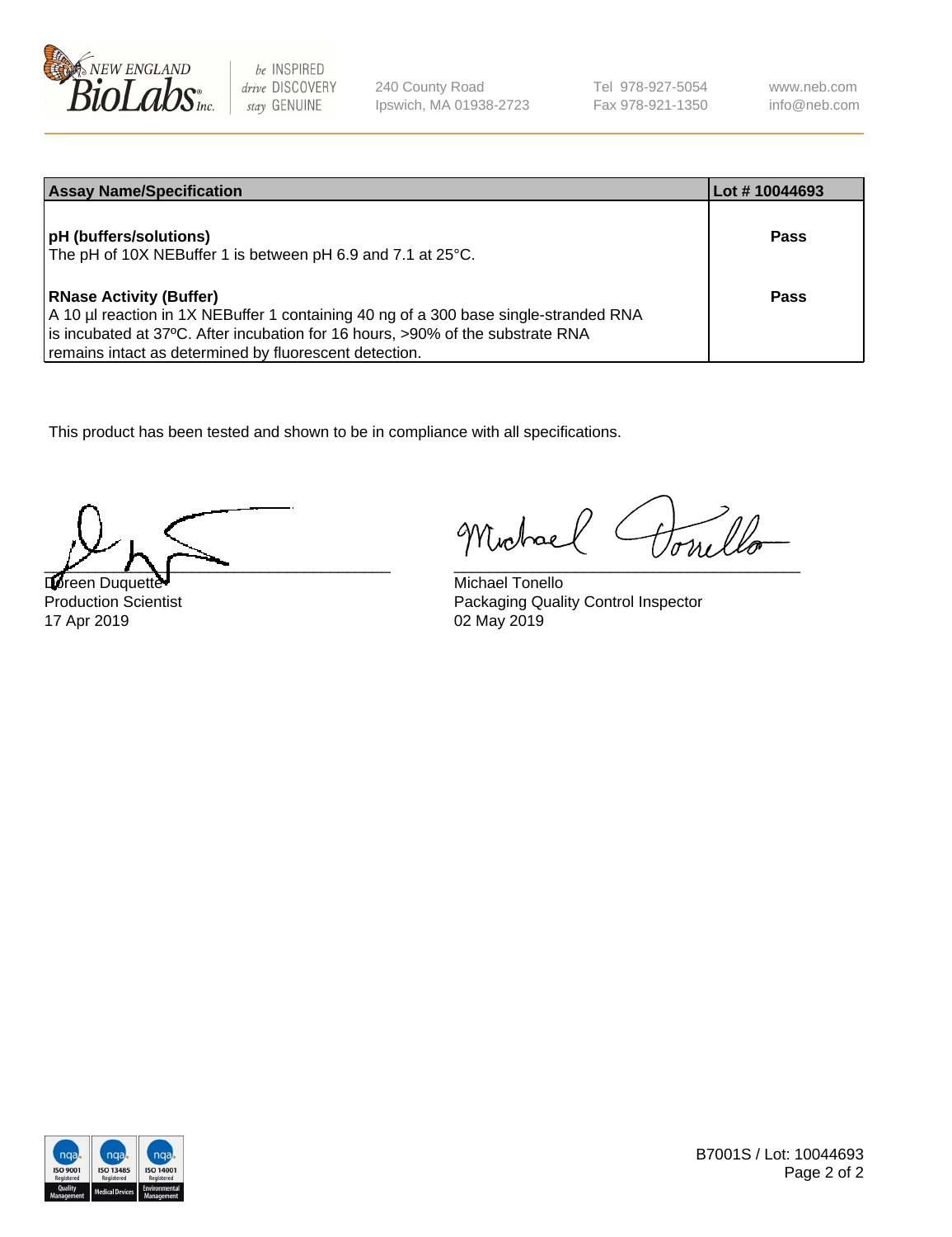| Assay Name/Specification | Lot # 10044693 |
|---|---|
| **pH (buffers/solutions)**<br>The pH of 10X NEBuffer 1 is between pH 6.9 and 7.1 at 25°C. | **Pass** |
| **RNase Activity (Buffer)**<br>A 10 µl reaction in 1X NEBuffer 1 containing 40 ng of a 300 base single-stranded RNA is incubated at 37ºC. After incubation for 16 hours, >90% of the substrate RNA remains intact as determined by fluorescent detection. | **Pass** |

This product has been tested and shown to be in compliance with all specifications.

Doreen Duquette
Production Scientist
17 Apr 2019

Michael Tonello
Packaging Quality Control Inspector
02 May 2019

B7001S / Lot: 10044693